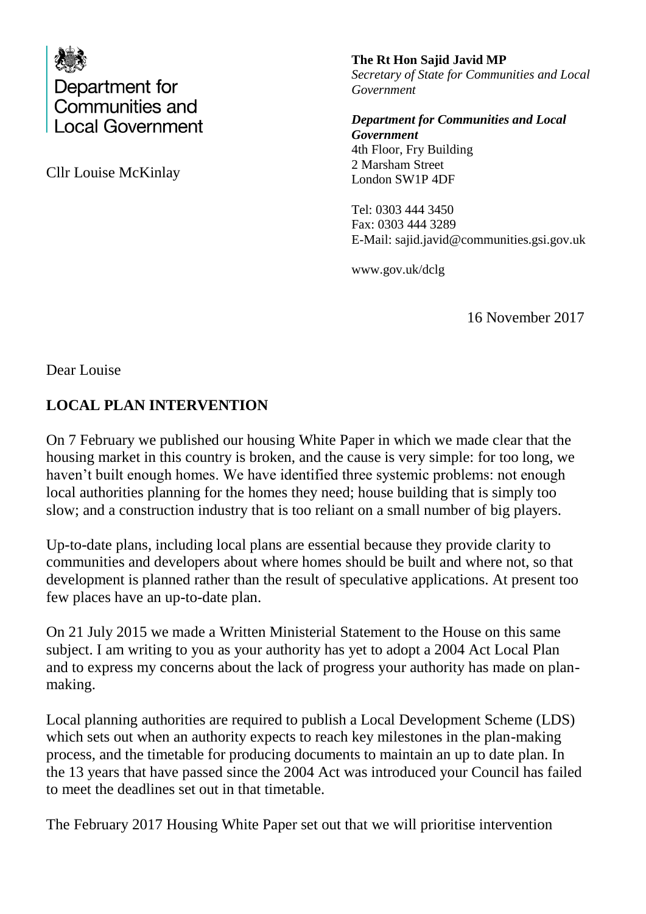Department for Communities and Local Government

Cllr Louise McKinlay

**The Rt Hon Sajid Javid MP**
*Secretary of State for Communities and Local Government*

***Department for Communities and Local Government***
4th Floor, Fry Building
2 Marsham Street
London SW1P 4DF

Tel: 0303 444 3450
Fax: 0303 444 3289
E-Mail: sajid.javid@communities.gsi.gov.uk

www.gov.uk/dclg

16 November 2017

Dear Louise

**LOCAL PLAN INTERVENTION**

On 7 February we published our housing White Paper in which we made clear that the housing market in this country is broken, and the cause is very simple: for too long, we haven't built enough homes. We have identified three systemic problems: not enough local authorities planning for the homes they need; house building that is simply too slow; and a construction industry that is too reliant on a small number of big players.

Up-to-date plans, including local plans are essential because they provide clarity to communities and developers about where homes should be built and where not, so that development is planned rather than the result of speculative applications. At present too few places have an up-to-date plan.

On 21 July 2015 we made a Written Ministerial Statement to the House on this same subject. I am writing to you as your authority has yet to adopt a 2004 Act Local Plan and to express my concerns about the lack of progress your authority has made on plan-making.

Local planning authorities are required to publish a Local Development Scheme (LDS) which sets out when an authority expects to reach key milestones in the plan-making process, and the timetable for producing documents to maintain an up to date plan. In the 13 years that have passed since the 2004 Act was introduced your Council has failed to meet the deadlines set out in that timetable.

The February 2017 Housing White Paper set out that we will prioritise intervention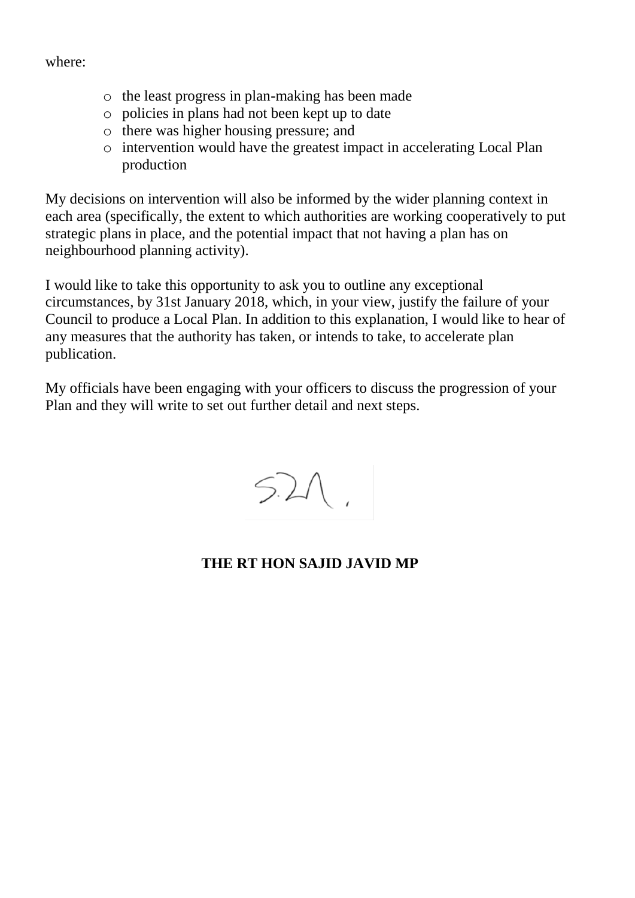where:

- the least progress in plan-making has been made
- policies in plans had not been kept up to date
- there was higher housing pressure; and
- intervention would have the greatest impact in accelerating Local Plan production

My decisions on intervention will also be informed by the wider planning context in each area (specifically, the extent to which authorities are working cooperatively to put strategic plans in place, and the potential impact that not having a plan has on neighbourhood planning activity).

I would like to take this opportunity to ask you to outline any exceptional circumstances, by 31st January 2018, which, in your view, justify the failure of your Council to produce a Local Plan. In addition to this explanation, I would like to hear of any measures that the authority has taken, or intends to take, to accelerate plan publication.

My officials have been engaging with your officers to discuss the progression of your Plan and they will write to set out further detail and next steps.

**THE RT HON SAJID JAVID MP**